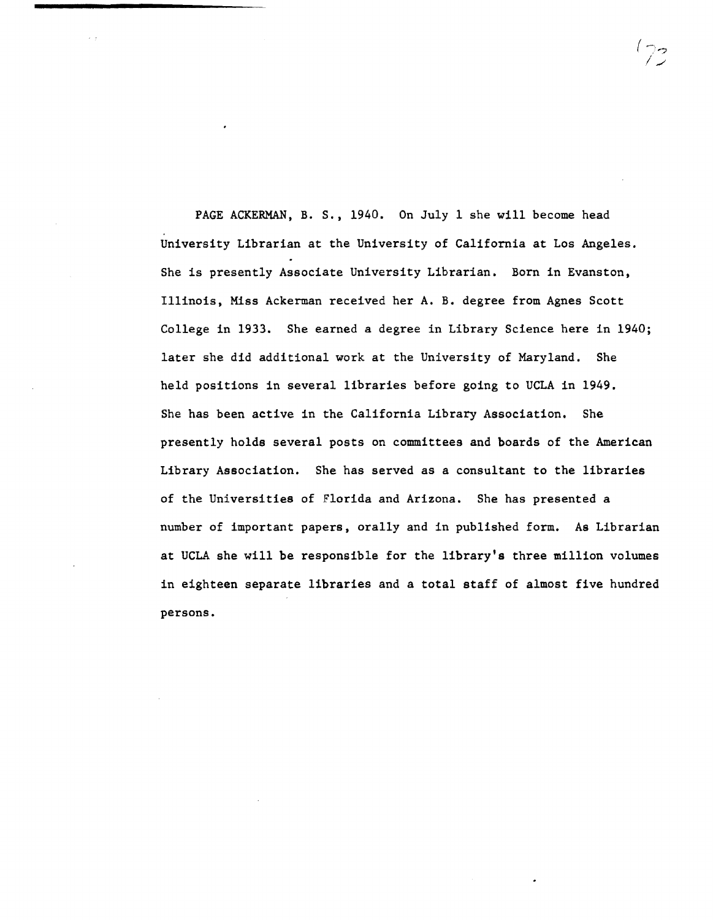PAGE ACKERMAN, B. S., 1940. On July 1 she will become head University Librarian at the University of California at Los Angeles. She is presently Associate University Librarian. Born in Evanston, Illinois, Miss Ackerman received her A. B. degree from Agnes Scott College in 1933. She earned a degree in Library Science here in 1940; later she did additional work at the University of Maryland. She held positions in several libraries before going to UCLA in 1949. She has been active in the California Library Association. She presently holds several posts on committees and boards of the American Library Association. She has served as a consultant to the libraries of the Universities of Florida and Arizona. She has presented a number of important papers, orally and in published form. As Librarian at UCLA she will be responsible for the library's three million volumes in eighteen separate libraries and a total staff of almost five hundred persons.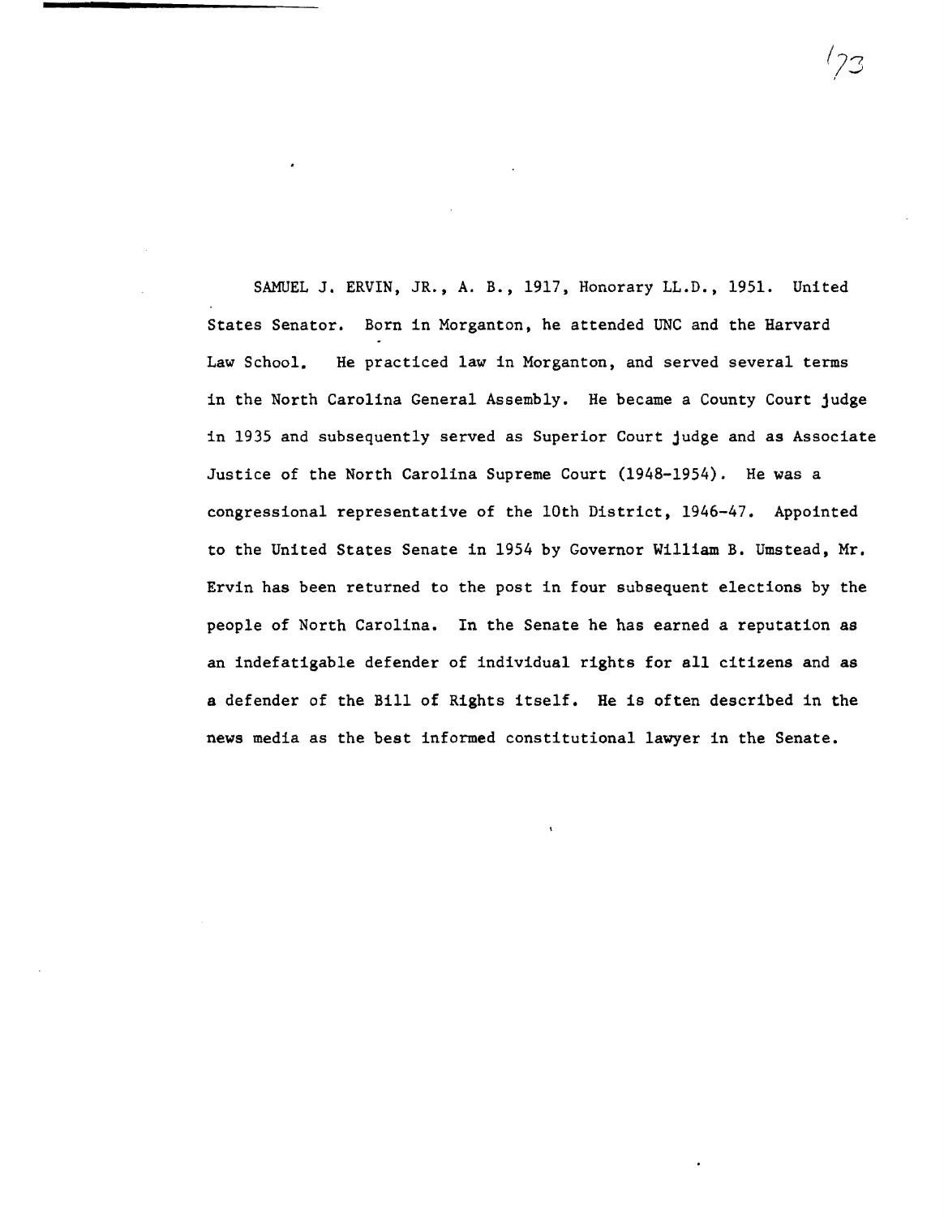SAMUEL J. ERVIN, JR., A. B., 1917, Honorary LL.D., 1951. United States Senator. Born in Morganton, he attended UNC and the Harvard Law School. He practiced law in Morganton, and served several terms in the North Carolina General Assembly. He became a County Court judge in 1935 and subsequently served as Superior Court judge and as Associate Justice of the North Carolina Supreme Court (1948-1954). He was a congressional representative of the 10th District, 1946-47. Appointed to the United States Senate in 1954 by Governor William B. Umstead, Mr. Ervin has been returned to the post in four subsequent elections by the people of North Carolina. In the Senate he has earned a reputation as an indefatigable defender of individual rights for all citizens and as a defender of the Bill of Rights itself. He is often described in the news media as the best informed constitutional lawyer in the Senate.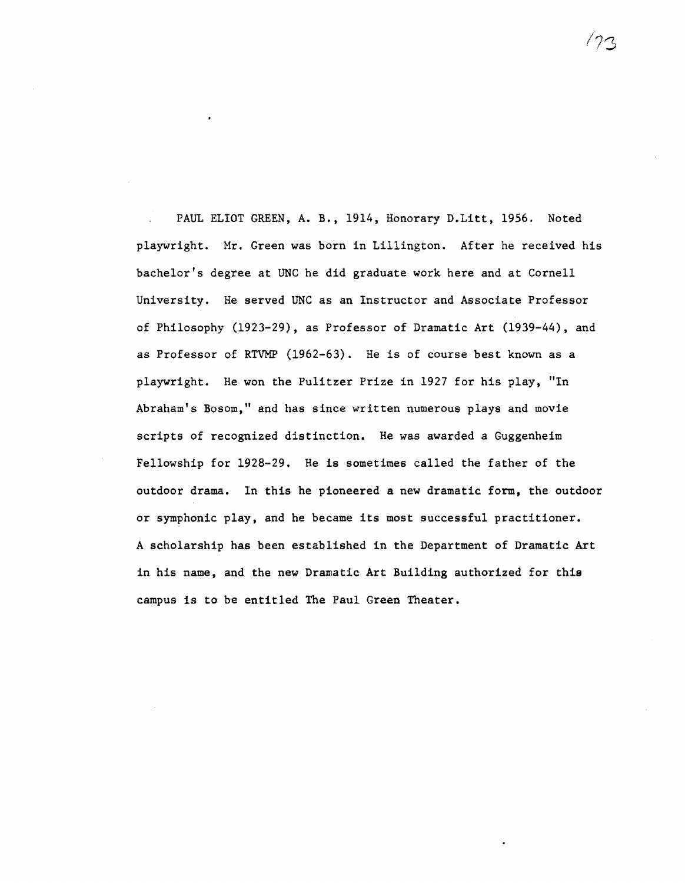PAUL ELIOT GREEN, A. B., 1914, Honorary D.Litt, 1956. Noted playwright. Mr. Green was born in Lillington. After he received his bachelor's degree at UNC he did graduate work here and at Cornell University. He served UNC as an Instructor and Associate Professor of Philosophy (1923-29), as Professor of Dramatic Art (1939-44), and as Professor of RTVMP (1962-63). He is of course best known as a playwright. He won the Pulitzer Prize in 1927 for his play, "In Abraham's Bosom," and has since written numerous plays and movie scripts of recognized distinction. He was awarded a Guggenheim Fellowship for 1928-29. He is sometimes called the father of the outdoor drama. In this he pioneered a new dramatic form, the outdoor or symphonic play, and he became its most successful practitioner. A scholarship has been established in the Department of Dramatic Art in his name, and the new Dramatic Art Building authorized for this campus is to be entitled The Paul Green Theater.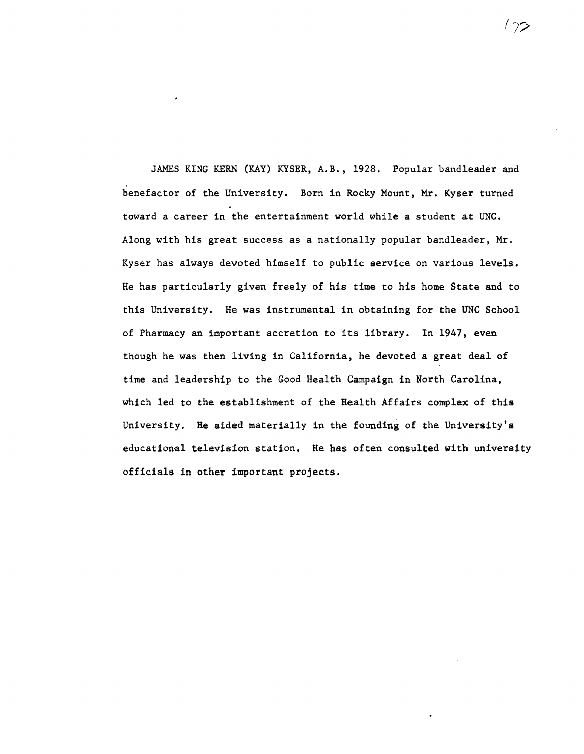JAMES KING KERN (KAY) KYSER, A.B., 1928. Popular bandleader and benefactor of the University. Born in Rocky Mount, Mr. Kyser turned toward a career in the entertainment world while a student at UNC. Along with his great success as a nationally popular bandleader, Mr. Kyser has always devoted himself to public service on various levels. He has particularly given freely of his time to his home State and to this University. He was instrumental in obtaining for the UNC School of Pharmacy an important accretion to its library. In 1947, even though he was then living in California, he devoted a great deal of time and leadership to the Good Health Campaign in North Carolina, which led to the establishment of the Health Affairs complex of this University. He aided materially in the founding of the University's educational television station. He has often consulted with university officials in other important projects.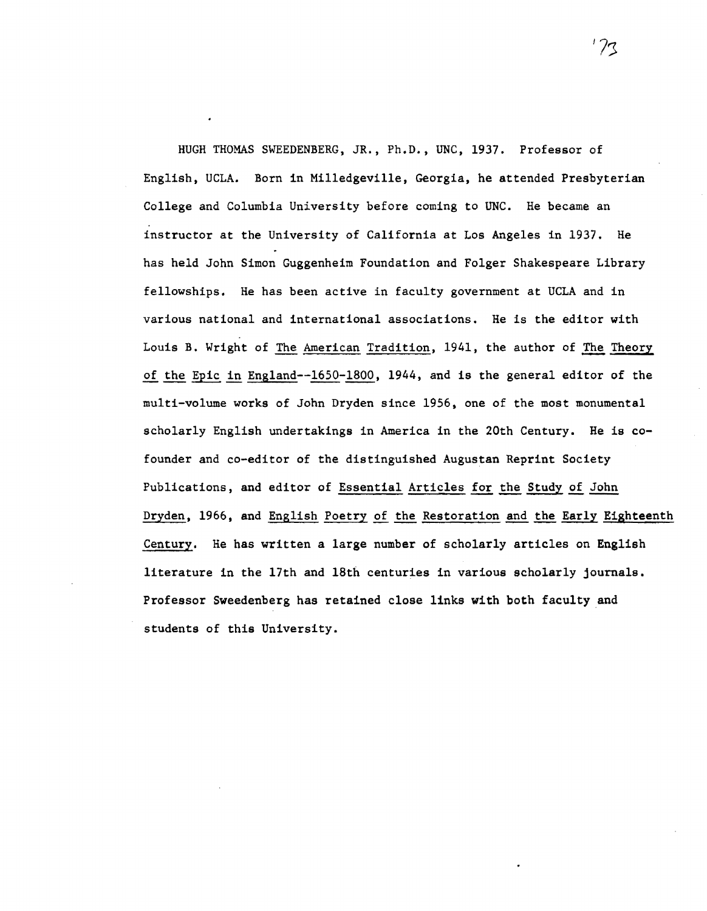HUGH THOMAS SWEEDENBERG, JR., Ph.D., UNC, 1937. Professor of English, UCLA. Born in Milledgeville, Georgia, he attended Presbyterian College and Columbia University before coming to UNC. He became an instructor at the University of California at Los Angeles in 1937. He has held John Simon Guggenheim Foundation and Folger Shakespeare Library fellowships. He has been active in faculty government at UCLA and in various national and international associations. He is the editor with Louis B. Wright of *The American Tradition*, 1941, the author of *The Theory of the Epic in England--1650-1800*, 1944, and is the general editor of the multi-volume works of John Dryden since 1956, one of the most monumental scholarly English undertakings in America in the 20th Century. He is co-founder and co-editor of the distinguished Augustan Reprint Society Publications, and editor of *Essential Articles for the Study of John Dryden*, 1966, and *English Poetry of the Restoration and the Early Eighteenth Century*. He has written a large number of scholarly articles on English literature in the 17th and 18th centuries in various scholarly journals. Professor Sweedenberg has retained close links with both faculty and students of this University.